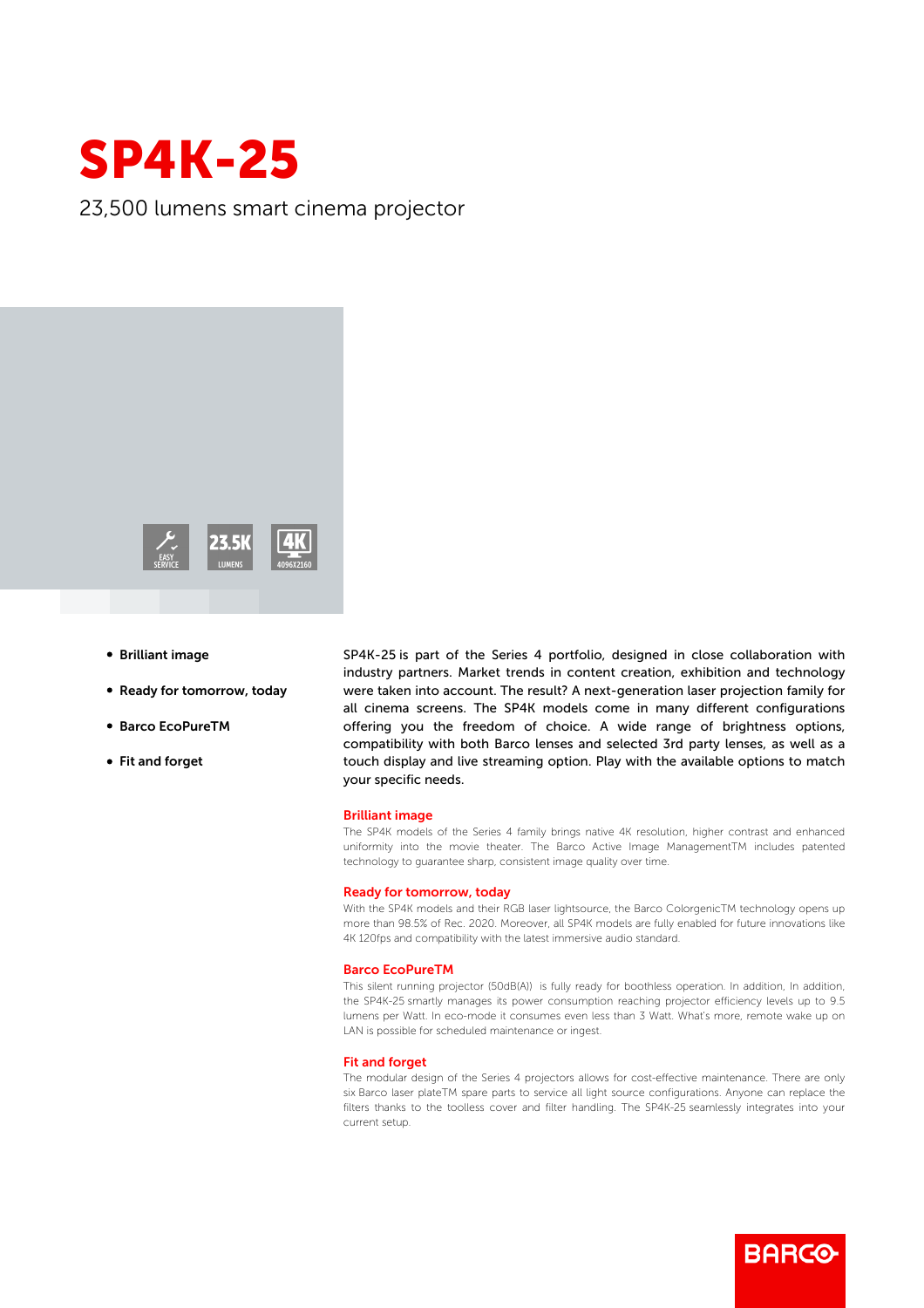# SP4K-25

23,500 lumens smart cinema projector

EASY SERVICE | 23.5K LUMENS | 4K 4096X2160

- **Brilliant image**
- **Ready for tomorrow, today**
- **Barco EcoPureTM**
- **Fit and forget**

SP4K-25 is part of the Series 4 portfolio, designed in close collaboration with industry partners. Market trends in content creation, exhibition and technology were taken into account. The result? A next-generation laser projection family for all cinema screens. The SP4K models come in many different configurations offering you the freedom of choice. A wide range of brightness options, compatibility with both Barco lenses and selected 3rd party lenses, as well as a touch display and live streaming option. Play with the available options to match your specific needs.

## Brilliant image

The SP4K models of the Series 4 family brings native 4K resolution, higher contrast and enhanced uniformity into the movie theater. The Barco Active Image ManagementTM includes patented technology to guarantee sharp, consistent image quality over time.

## Ready for tomorrow, today

With the SP4K models and their RGB laser lightsource, the Barco ColorgenicTM technology opens up more than 98.5% of Rec. 2020. Moreover, all SP4K models are fully enabled for future innovations like 4K 120fps and compatibility with the latest immersive audio standard.

## Barco EcoPureTM

This silent running projector (50dB(A)) is fully ready for boothless operation. In addition, In addition, the SP4K-25 smartly manages its power consumption reaching projector efficiency levels up to 9.5 lumens per Watt. In eco-mode it consumes even less than 3 Watt. What's more, remote wake up on LAN is possible for scheduled maintenance or ingest.

## Fit and forget

The modular design of the Series 4 projectors allows for cost-effective maintenance. There are only six Barco laser plateTM spare parts to service all light source configurations. Anyone can replace the filters thanks to the toolless cover and filter handling. The SP4K-25 seamlessly integrates into your current setup.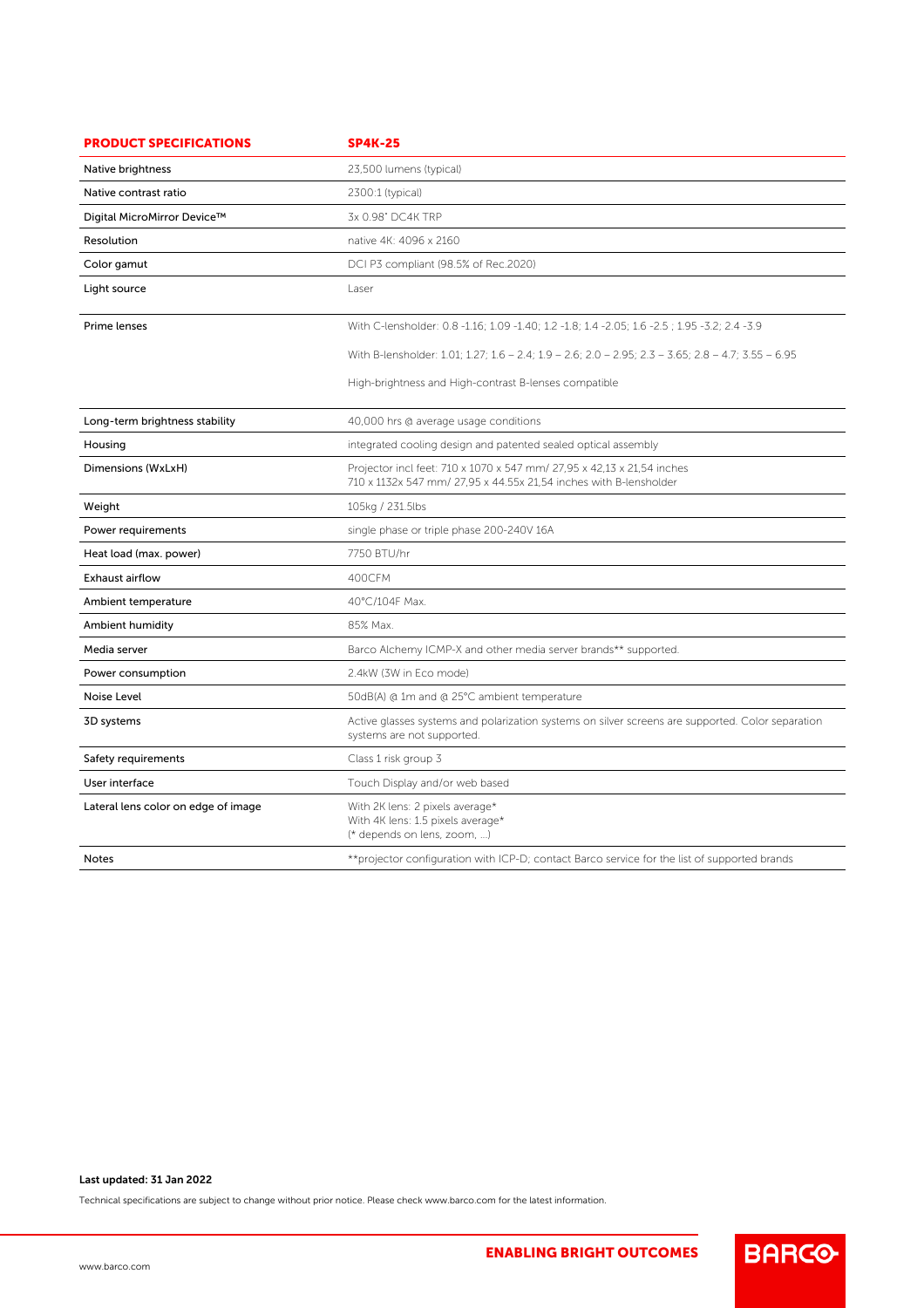| PRODUCT SPECIFICATIONS | SP4K-25 |
|---|---|
| Native brightness | 23,500 lumens (typical) |
| Native contrast ratio | 2300:1 (typical) |
| Digital MicroMirror Device™ | 3x 0.98" DC4K TRP |
| Resolution | native 4K: 4096 x 2160 |
| Color gamut | DCI P3 compliant (98.5% of Rec.2020) |
| Light source | Laser |
| Prime lenses | With C-lensholder: 0.8 -1.16; 1.09 -1.40; 1.2 -1.8; 1.4 -2.05; 1.6 -2.5 ; 1.95 -3.2; 2.4 -3.9<br>With B-lensholder: 1.01; 1.27; 1.6 – 2.4; 1.9 – 2.6; 2.0 – 2.95; 2.3 – 3.65; 2.8 – 4.7; 3.55 – 6.95<br>High-brightness and High-contrast B-lenses compatible |
| Long-term brightness stability | 40,000 hrs @ average usage conditions |
| Housing | integrated cooling design and patented sealed optical assembly |
| Dimensions (WxLxH) | Projector incl feet: 710 x 1070 x 547 mm/ 27,95 x 42,13 x 21,54 inches<br>710 x 1132x 547 mm/ 27,95 x 44.55x 21,54 inches with B-lensholder |
| Weight | 105kg / 231.5lbs |
| Power requirements | single phase or triple phase 200-240V 16A |
| Heat load (max. power) | 7750 BTU/hr |
| Exhaust airflow | 400CFM |
| Ambient temperature | 40°C/104F Max. |
| Ambient humidity | 85% Max. |
| Media server | Barco Alchemy ICMP-X and other media server brands** supported. |
| Power consumption | 2.4kW (3W in Eco mode) |
| Noise Level | 50dB(A) @ 1m and @ 25°C ambient temperature |
| 3D systems | Active glasses systems and polarization systems on silver screens are supported. Color separation systems are not supported. |
| Safety requirements | Class 1 risk group 3 |
| User interface | Touch Display and/or web based |
| Lateral lens color on edge of image | With 2K lens: 2 pixels average*<br>With 4K lens: 1.5 pixels average*<br>(* depends on lens, zoom, ...) |
| Notes | **projector configuration with ICP-D; contact Barco service for the list of supported brands |

**Last updated: 31 Jan 2022**

Technical specifications are subject to change without prior notice. Please check www.barco.com for the latest information.

ENABLING BRIGHT OUTCOMES

BARCO

www.barco.com